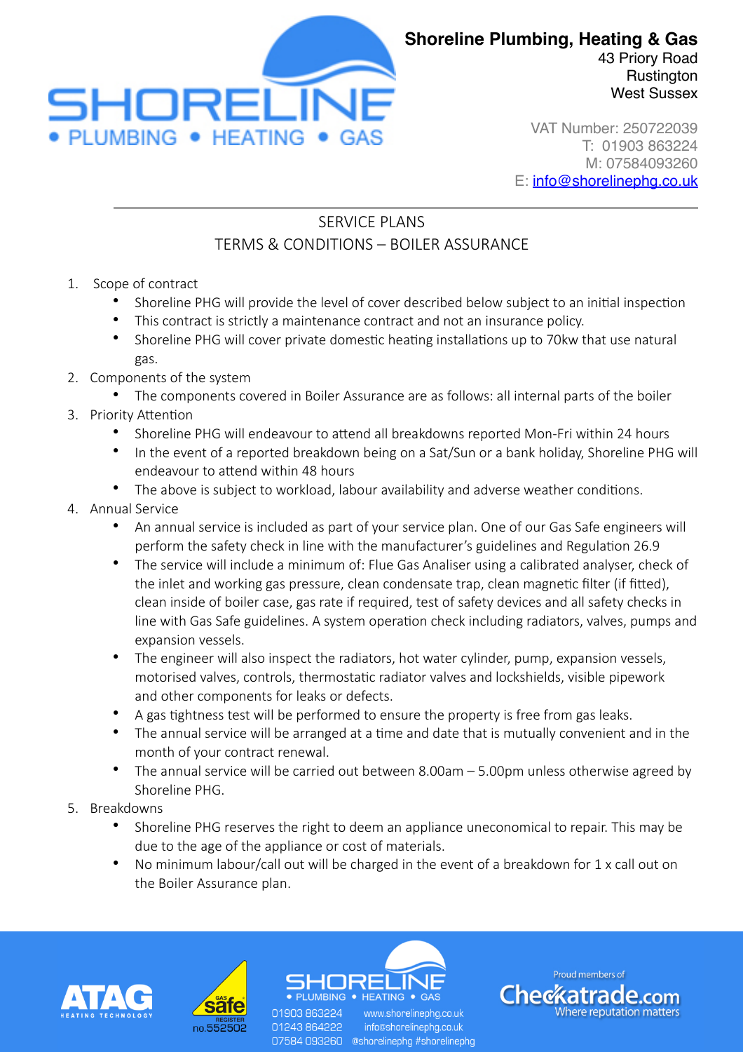**Shoreline Plumbing, Heating & Gas**
43 Priory Road
Rustington
West Sussex

VAT Number: 250722039
T: 01903 863224
M: 07584093260
E: info@shorelinephg.co.uk

## SERVICE PLANS
## TERMS & CONDITIONS – BOILER ASSURANCE

1. Scope of contract
   - Shoreline PHG will provide the level of cover described below subject to an initial inspection
   - This contract is strictly a maintenance contract and not an insurance policy.
   - Shoreline PHG will cover private domestic heating installations up to 70kw that use natural gas.
2. Components of the system
   - The components covered in Boiler Assurance are as follows: all internal parts of the boiler
3. Priority Attention
   - Shoreline PHG will endeavour to attend all breakdowns reported Mon-Fri within 24 hours
   - In the event of a reported breakdown being on a Sat/Sun or a bank holiday, Shoreline PHG will endeavour to attend within 48 hours
   - The above is subject to workload, labour availability and adverse weather conditions.
4. Annual Service
   - An annual service is included as part of your service plan. One of our Gas Safe engineers will perform the safety check in line with the manufacturer's guidelines and Regulation 26.9
   - The service will include a minimum of: Flue Gas Analiser using a calibrated analyser, check of the inlet and working gas pressure, clean condensate trap, clean magnetic filter (if fitted), clean inside of boiler case, gas rate if required, test of safety devices and all safety checks in line with Gas Safe guidelines. A system operation check including radiators, valves, pumps and expansion vessels.
   - The engineer will also inspect the radiators, hot water cylinder, pump, expansion vessels, motorised valves, controls, thermostatic radiator valves and lockshields, visible pipework and other components for leaks or defects.
   - A gas tightness test will be performed to ensure the property is free from gas leaks.
   - The annual service will be arranged at a time and date that is mutually convenient and in the month of your contract renewal.
   - The annual service will be carried out between 8.00am – 5.00pm unless otherwise agreed by Shoreline PHG.
5. Breakdowns
   - Shoreline PHG reserves the right to deem an appliance uneconomical to repair. This may be due to the age of the appliance or cost of materials.
   - No minimum labour/call out will be charged in the event of a breakdown for 1 x call out on the Boiler Assurance plan.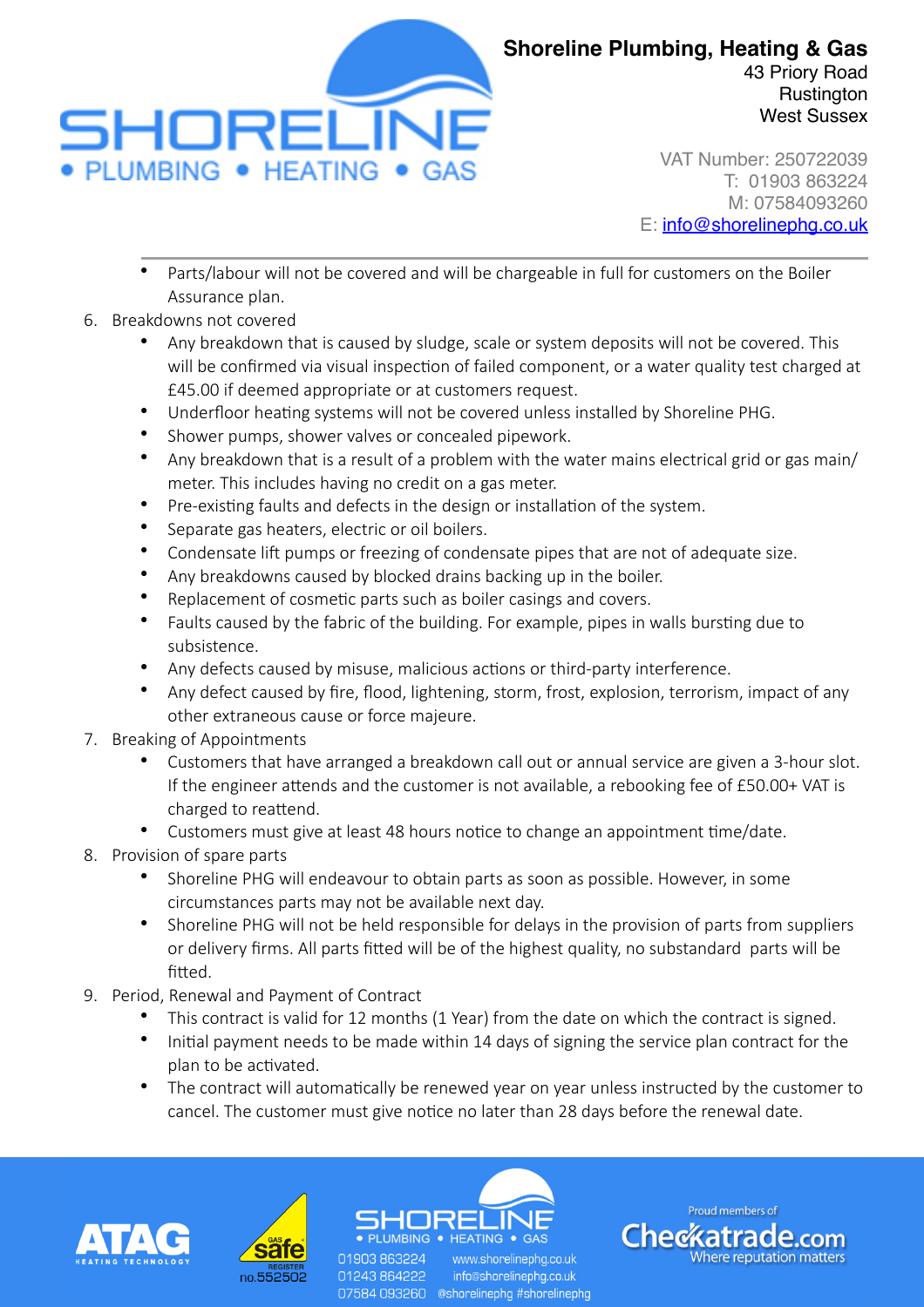- Parts/labour will not be covered and will be chargeable in full for customers on the Boiler Assurance plan.

6. Breakdowns not covered
   - Any breakdown that is caused by sludge, scale or system deposits will not be covered. This will be confirmed via visual inspection of failed component, or a water quality test charged at £45.00 if deemed appropriate or at customers request.
   - Underfloor heating systems will not be covered unless installed by Shoreline PHG.
   - Shower pumps, shower valves or concealed pipework.
   - Any breakdown that is a result of a problem with the water mains electrical grid or gas main/ meter. This includes having no credit on a gas meter.
   - Pre-existing faults and defects in the design or installation of the system.
   - Separate gas heaters, electric or oil boilers.
   - Condensate lift pumps or freezing of condensate pipes that are not of adequate size.
   - Any breakdowns caused by blocked drains backing up in the boiler.
   - Replacement of cosmetic parts such as boiler casings and covers.
   - Faults caused by the fabric of the building. For example, pipes in walls bursting due to subsistence.
   - Any defects caused by misuse, malicious actions or third-party interference.
   - Any defect caused by fire, flood, lightening, storm, frost, explosion, terrorism, impact of any other extraneous cause or force majeure.
7. Breaking of Appointments
   - Customers that have arranged a breakdown call out or annual service are given a 3-hour slot. If the engineer attends and the customer is not available, a rebooking fee of £50.00+ VAT is charged to reattend.
   - Customers must give at least 48 hours notice to change an appointment time/date.
8. Provision of spare parts
   - Shoreline PHG will endeavour to obtain parts as soon as possible. However, in some circumstances parts may not be available next day.
   - Shoreline PHG will not be held responsible for delays in the provision of parts from suppliers or delivery firms. All parts fitted will be of the highest quality, no substandard parts will be fitted.
9. Period, Renewal and Payment of Contract
   - This contract is valid for 12 months (1 Year) from the date on which the contract is signed.
   - Initial payment needs to be made within 14 days of signing the service plan contract for the plan to be activated.
   - The contract will automatically be renewed year on year unless instructed by the customer to cancel. The customer must give notice no later than 28 days before the renewal date.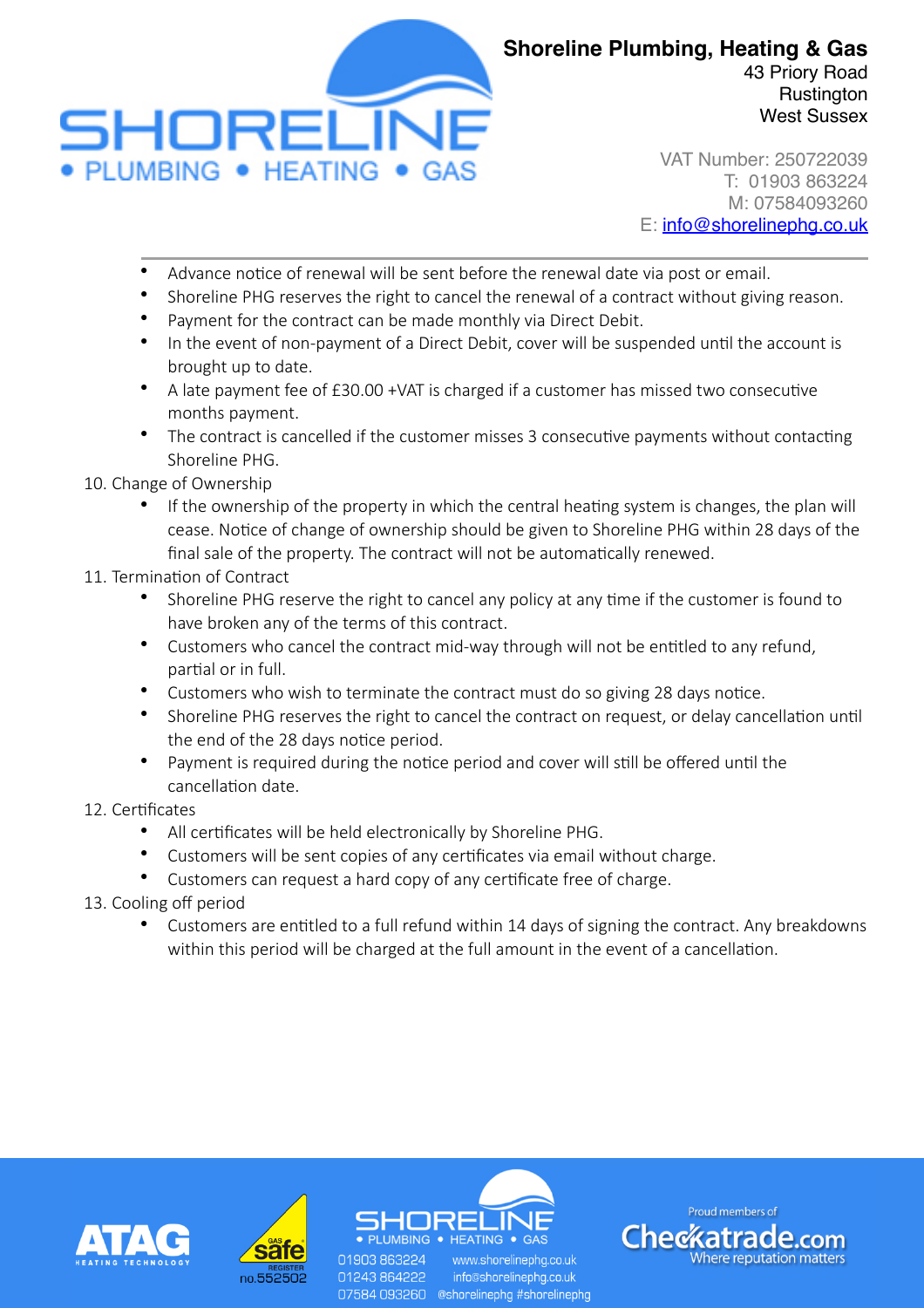**Shoreline Plumbing, Heating & Gas**
43 Priory Road
Rustington
West Sussex

VAT Number: 250722039
T: 01903 863224
M: 07584093260
E: info@shorelinephg.co.uk

- Advance notice of renewal will be sent before the renewal date via post or email.
- Shoreline PHG reserves the right to cancel the renewal of a contract without giving reason.
- Payment for the contract can be made monthly via Direct Debit.
- In the event of non-payment of a Direct Debit, cover will be suspended until the account is brought up to date.
- A late payment fee of £30.00 +VAT is charged if a customer has missed two consecutive months payment.
- The contract is cancelled if the customer misses 3 consecutive payments without contacting Shoreline PHG.

10. Change of Ownership
    - If the ownership of the property in which the central heating system is changes, the plan will cease. Notice of change of ownership should be given to Shoreline PHG within 28 days of the final sale of the property. The contract will not be automatically renewed.
11. Termination of Contract
    - Shoreline PHG reserve the right to cancel any policy at any time if the customer is found to have broken any of the terms of this contract.
    - Customers who cancel the contract mid-way through will not be entitled to any refund, partial or in full.
    - Customers who wish to terminate the contract must do so giving 28 days notice.
    - Shoreline PHG reserves the right to cancel the contract on request, or delay cancellation until the end of the 28 days notice period.
    - Payment is required during the notice period and cover will still be offered until the cancellation date.
12. Certificates
    - All certificates will be held electronically by Shoreline PHG.
    - Customers will be sent copies of any certificates via email without charge.
    - Customers can request a hard copy of any certificate free of charge.
13. Cooling off period
    - Customers are entitled to a full refund within 14 days of signing the contract. Any breakdowns within this period will be charged at the full amount in the event of a cancellation.

ATAG HEATING TECHNOLOGY

Gas Safe Register no.552502

SHORELINE • PLUMBING • HEATING • GAS
01903 863224 www.shorelinephg.co.uk
01243 864222 info@shorelinephg.co.uk
07584 093260 @shorelinephg #shorelinephg

Proud members of Checkatrade.com Where reputation matters